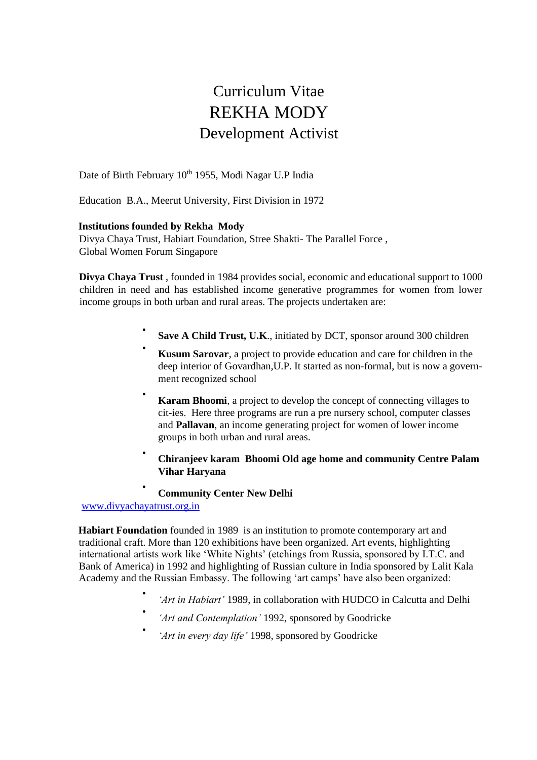# Curriculum Vitae
# REKHA MODY
## Development Activist

Date of Birth February 10th 1955, Modi Nagar U.P India

Education B.A., Meerut University, First Division in 1972

**Institutions founded by Rekha Mody**
Divya Chaya Trust, Habiart Foundation, Stree Shakti- The Parallel Force , Global Women Forum Singapore

**Divya Chaya Trust** , founded in 1984 provides social, economic and educational support to 1000 children in need and has established income generative programmes for women from lower income groups in both urban and rural areas. The projects undertaken are:

- **Save A Child Trust, U.K.**, initiated by DCT, sponsor around 300 children
- **Kusum Sarovar**, a project to provide education and care for children in the deep interior of Govardhan,U.P. It started as non-formal, but is now a government recognized school
- **Karam Bhoomi**, a project to develop the concept of connecting villages to cit-ies. Here three programs are run a pre nursery school, computer classes and **Pallavan**, an income generating project for women of lower income groups in both urban and rural areas.
- **Chiranjeev karam Bhoomi Old age home and community Centre Palam Vihar Haryana**
- **Community Center New Delhi**

www.divyachayatrust.org.in

**Habiart Foundation** founded in 1989 is an institution to promote contemporary art and traditional craft. More than 120 exhibitions have been organized. Art events, highlighting international artists work like 'White Nights' (etchings from Russia, sponsored by I.T.C. and Bank of America) in 1992 and highlighting of Russian culture in India sponsored by Lalit Kala Academy and the Russian Embassy. The following 'art camps' have also been organized:

- *'Art in Habiart'* 1989, in collaboration with HUDCO in Calcutta and Delhi
- *'Art and Contemplation'* 1992, sponsored by Goodricke
- *'Art in every day life'* 1998, sponsored by Goodricke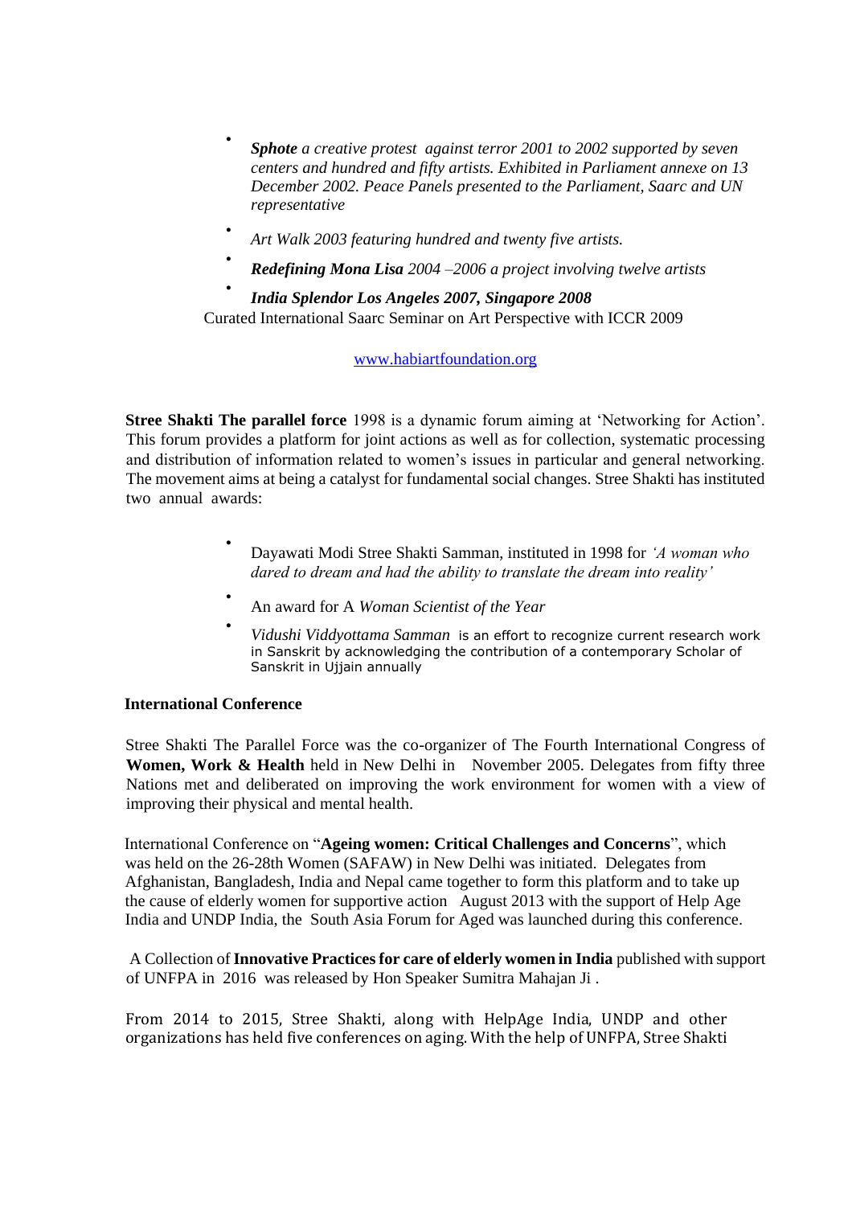- ***Sphote** a creative protest against terror 2001 to 2002 supported by seven centers and hundred and fifty artists. Exhibited in Parliament annexe on 13 December 2002. Peace Panels presented to the Parliament, Saarc and UN representative*
- *Art Walk 2003 featuring hundred and twenty five artists.*
- ***Redefining Mona Lisa** 2004 –2006 a project involving twelve artists*
- ***India Splendor Los Angeles 2007, Singapore 2008***

Curated International Saarc Seminar on Art Perspective with ICCR 2009

[www.habiartfoundation.org](http://www.habiartfoundation.org)

**Stree Shakti The parallel force** 1998 is a dynamic forum aiming at 'Networking for Action'. This forum provides a platform for joint actions as well as for collection, systematic processing and distribution of information related to women's issues in particular and general networking. The movement aims at being a catalyst for fundamental social changes. Stree Shakti has instituted two annual awards:

- Dayawati Modi Stree Shakti Samman, instituted in 1998 for *'A woman who dared to dream and had the ability to translate the dream into reality'*
- An award for A *Woman Scientist of the Year*
- *Vidushi Viddyottama Samman* is an effort to recognize current research work in Sanskrit by acknowledging the contribution of a contemporary Scholar of Sanskrit in Ujjain annually

**International Conference**

Stree Shakti The Parallel Force was the co-organizer of The Fourth International Congress of **Women, Work & Health** held in New Delhi in November 2005. Delegates from fifty three Nations met and deliberated on improving the work environment for women with a view of improving their physical and mental health.

International Conference on "**Ageing women: Critical Challenges and Concerns**", which was held on the 26-28th Women (SAFAW) in New Delhi was initiated. Delegates from Afghanistan, Bangladesh, India and Nepal came together to form this platform and to take up the cause of elderly women for supportive action August 2013 with the support of Help Age India and UNDP India, the South Asia Forum for Aged was launched during this conference.

A Collection of **Innovative Practices for care of elderly women in India** published with support of UNFPA in 2016 was released by Hon Speaker Sumitra Mahajan Ji .

From 2014 to 2015, Stree Shakti, along with HelpAge India, UNDP and other organizations has held five conferences on aging. With the help of UNFPA, Stree Shakti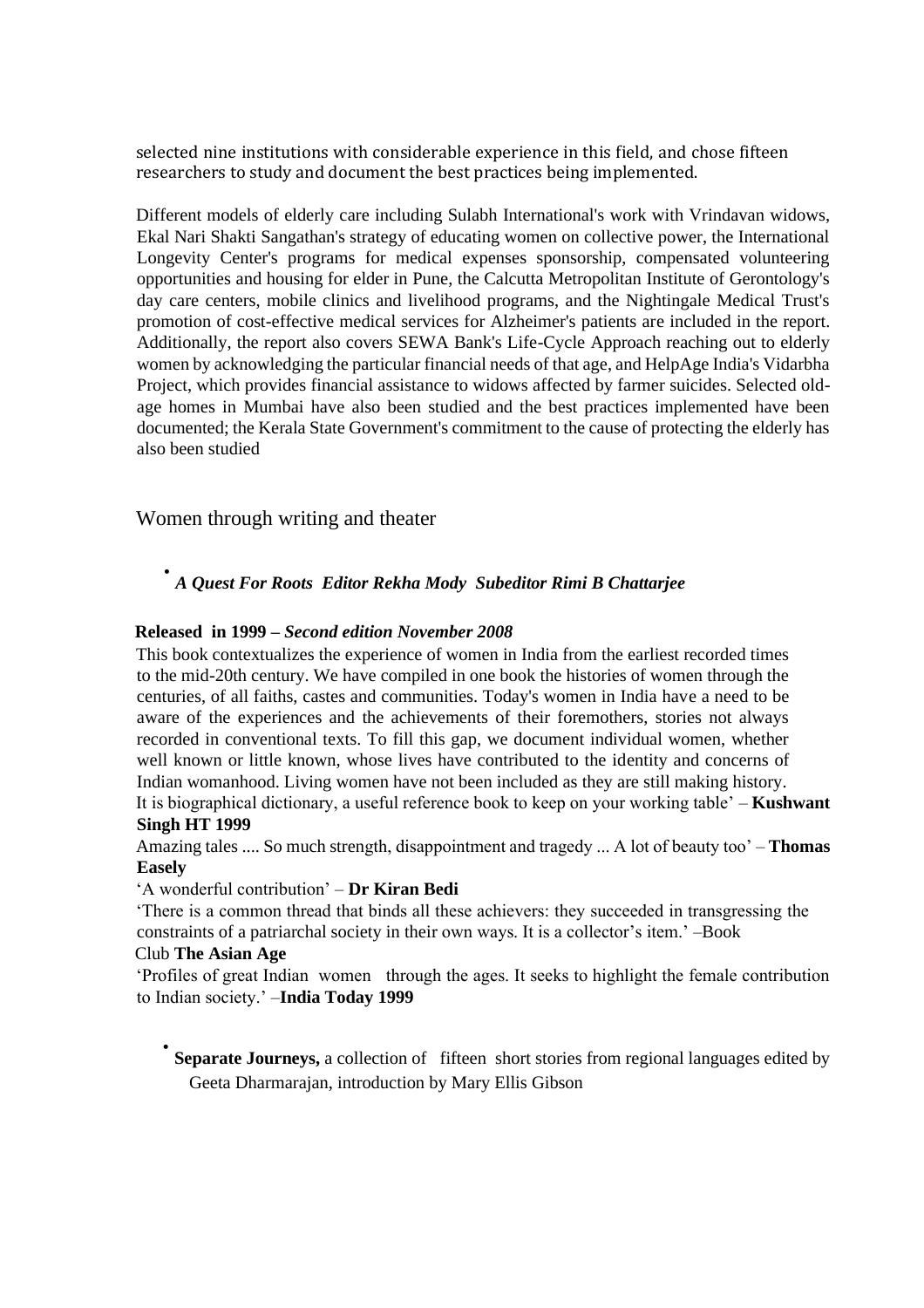selected nine institutions with considerable experience in this field, and chose fifteen researchers to study and document the best practices being implemented.

Different models of elderly care including Sulabh International's work with Vrindavan widows, Ekal Nari Shakti Sangathan's strategy of educating women on collective power, the International Longevity Center's programs for medical expenses sponsorship, compensated volunteering opportunities and housing for elder in Pune, the Calcutta Metropolitan Institute of Gerontology's day care centers, mobile clinics and livelihood programs, and the Nightingale Medical Trust's promotion of cost-effective medical services for Alzheimer's patients are included in the report. Additionally, the report also covers SEWA Bank's Life-Cycle Approach reaching out to elderly women by acknowledging the particular financial needs of that age, and HelpAge India's Vidarbha Project, which provides financial assistance to widows affected by farmer suicides. Selected old-age homes in Mumbai have also been studied and the best practices implemented have been documented; the Kerala State Government's commitment to the cause of protecting the elderly has also been studied

## Women through writing and theater

- ***A Quest For Roots Editor Rekha Mody Subeditor Rimi B Chattarjee***

**Released in 1999 –** ***Second edition November 2008***

This book contextualizes the experience of women in India from the earliest recorded times to the mid-20th century. We have compiled in one book the histories of women through the centuries, of all faiths, castes and communities. Today's women in India have a need to be aware of the experiences and the achievements of their foremothers, stories not always recorded in conventional texts. To fill this gap, we document individual women, whether well known or little known, whose lives have contributed to the identity and concerns of Indian womanhood. Living women have not been included as they are still making history.

It is biographical dictionary, a useful reference book to keep on your working table' – **Kushwant Singh HT 1999**

Amazing tales .... So much strength, disappointment and tragedy ... A lot of beauty too' – **Thomas Easely**

'A wonderful contribution' – **Dr Kiran Bedi**

'There is a common thread that binds all these achievers: they succeeded in transgressing the constraints of a patriarchal society in their own ways. It is a collector's item.' –Book Club **The Asian Age**

'Profiles of great Indian women through the ages. It seeks to highlight the female contribution to Indian society.' –**India Today 1999**

- **Separate Journeys,** a collection of fifteen short stories from regional languages edited by Geeta Dharmarajan, introduction by Mary Ellis Gibson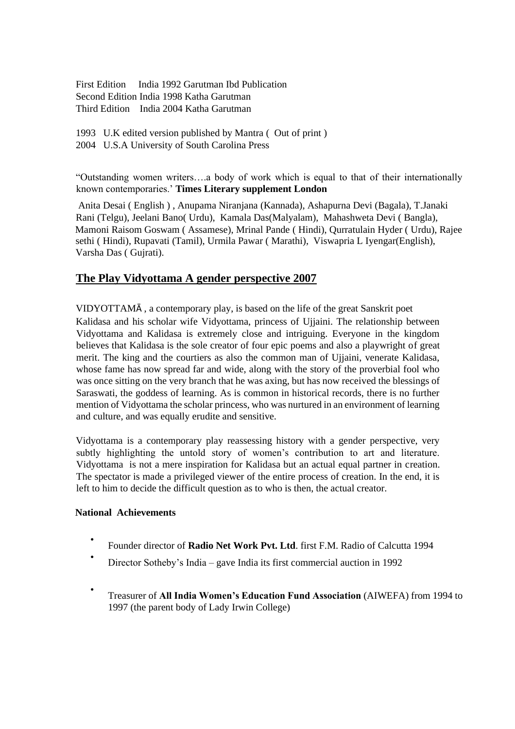First Edition India 1992 Garutman Ibd Publication
Second Edition India 1998 Katha Garutman
Third Edition India 2004 Katha Garutman

1993 U.K edited version published by Mantra ( Out of print )
2004 U.S.A University of South Carolina Press

"Outstanding women writers….a body of work which is equal to that of their internationally known contemporaries.' **Times Literary supplement London**

Anita Desai ( English ) , Anupama Niranjana (Kannada), Ashapurna Devi (Bagala), T.Janaki Rani (Telgu), Jeelani Bano( Urdu), Kamala Das(Malyalam), Mahashweta Devi ( Bangla), Mamoni Raisom Goswam ( Assamese), Mrinal Pande ( Hindi), Qurratulain Hyder ( Urdu), Rajee sethi ( Hindi), Rupavati (Tamil), Urmila Pawar ( Marathi), Viswapria L Iyengar(English), Varsha Das ( Gujrati).

## The Play Vidyottama A gender perspective 2007

VIDYOTTAMĀ , a contemporary play, is based on the life of the great Sanskrit poet Kalidasa and his scholar wife Vidyottama, princess of Ujjaini. The relationship between Vidyottama and Kalidasa is extremely close and intriguing. Everyone in the kingdom believes that Kalidasa is the sole creator of four epic poems and also a playwright of great merit. The king and the courtiers as also the common man of Ujjaini, venerate Kalidasa, whose fame has now spread far and wide, along with the story of the proverbial fool who was once sitting on the very branch that he was axing, but has now received the blessings of Saraswati, the goddess of learning. As is common in historical records, there is no further mention of Vidyottama the scholar princess, who was nurtured in an environment of learning and culture, and was equally erudite and sensitive.

Vidyottama is a contemporary play reassessing history with a gender perspective, very subtly highlighting the untold story of women's contribution to art and literature. Vidyottama is not a mere inspiration for Kalidasa but an actual equal partner in creation. The spectator is made a privileged viewer of the entire process of creation. In the end, it is left to him to decide the difficult question as to who is then, the actual creator.

**National Achievements**

- Founder director of **Radio Net Work Pvt. Ltd**. first F.M. Radio of Calcutta 1994
- Director Sotheby's India – gave India its first commercial auction in 1992
- Treasurer of **All India Women's Education Fund Association** (AIWEFA) from 1994 to 1997 (the parent body of Lady Irwin College)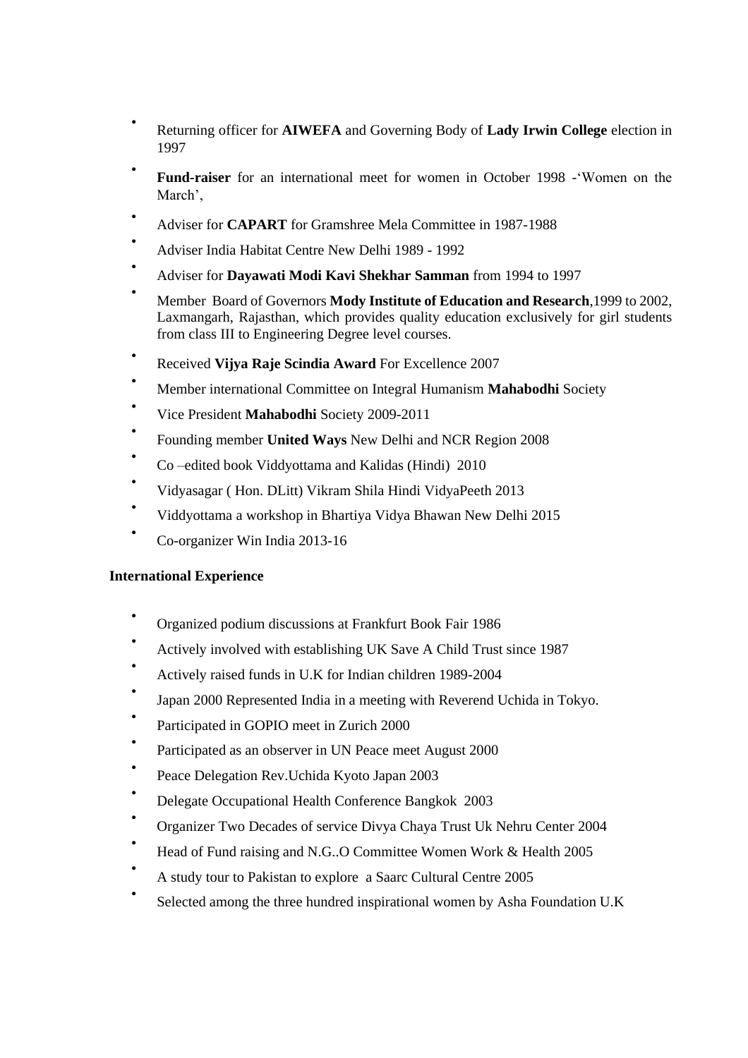- Returning officer for **AIWEFA** and Governing Body of **Lady Irwin College** election in 1997
- **Fund-raiser** for an international meet for women in October 1998 -'Women on the March',
- Adviser for **CAPART** for Gramshree Mela Committee in 1987-1988
- Adviser India Habitat Centre New Delhi 1989 - 1992
- Adviser for **Dayawati Modi Kavi Shekhar Samman** from 1994 to 1997
- Member Board of Governors **Mody Institute of Education and Research**,1999 to 2002, Laxmangarh, Rajasthan, which provides quality education exclusively for girl students from class III to Engineering Degree level courses.
- Received **Vijya Raje Scindia Award** For Excellence 2007
- Member international Committee on Integral Humanism **Mahabodhi** Society
- Vice President **Mahabodhi** Society 2009-2011
- Founding member **United Ways** New Delhi and NCR Region 2008
- Co –edited book Viddyottama and Kalidas (Hindi) 2010
- Vidyasagar ( Hon. DLitt) Vikram Shila Hindi VidyaPeeth 2013
- Viddyottama a workshop in Bhartiya Vidya Bhawan New Delhi 2015
- Co-organizer Win India 2013-16

**International Experience**

- Organized podium discussions at Frankfurt Book Fair 1986
- Actively involved with establishing UK Save A Child Trust since 1987
- Actively raised funds in U.K for Indian children 1989-2004
- Japan 2000 Represented India in a meeting with Reverend Uchida in Tokyo.
- Participated in GOPIO meet in Zurich 2000
- Participated as an observer in UN Peace meet August 2000
- Peace Delegation Rev.Uchida Kyoto Japan 2003
- Delegate Occupational Health Conference Bangkok 2003
- Organizer Two Decades of service Divya Chaya Trust Uk Nehru Center 2004
- Head of Fund raising and N.G..O Committee Women Work & Health 2005
- A study tour to Pakistan to explore a Saarc Cultural Centre 2005
- Selected among the three hundred inspirational women by Asha Foundation U.K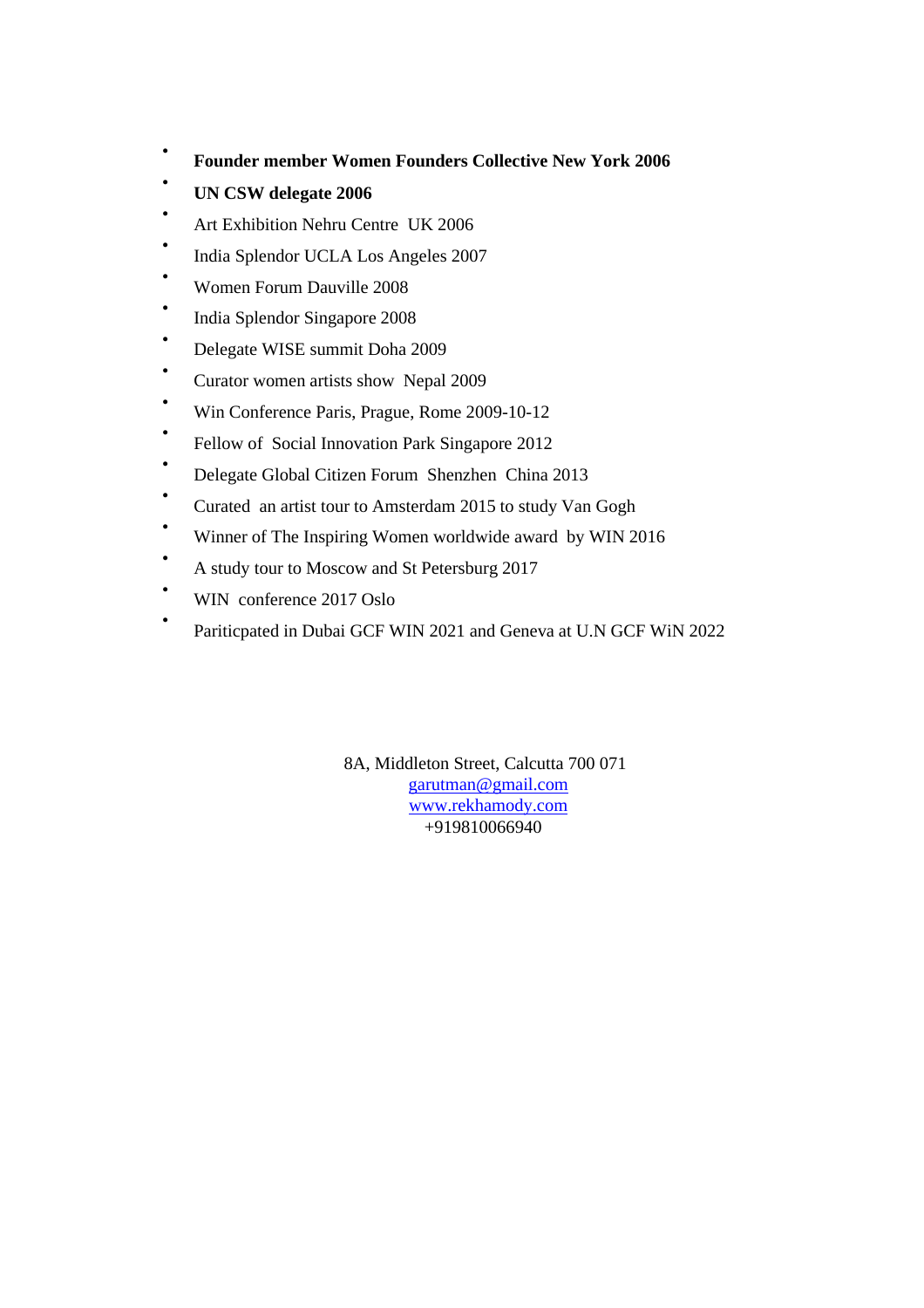- **Founder member Women Founders Collective New York 2006**
- **UN CSW delegate 2006**
- Art Exhibition Nehru Centre UK 2006
- India Splendor UCLA Los Angeles 2007
- Women Forum Dauville 2008
- India Splendor Singapore 2008
- Delegate WISE summit Doha 2009
- Curator women artists show Nepal 2009
- Win Conference Paris, Prague, Rome 2009-10-12
- Fellow of Social Innovation Park Singapore 2012
- Delegate Global Citizen Forum Shenzhen China 2013
- Curated an artist tour to Amsterdam 2015 to study Van Gogh
- Winner of The Inspiring Women worldwide award by WIN 2016
- A study tour to Moscow and St Petersburg 2017
- WIN conference 2017 Oslo
- Pariticpated in Dubai GCF WIN 2021 and Geneva at U.N GCF WiN 2022

8A, Middleton Street, Calcutta 700 071
garutman@gmail.com
www.rekhamody.com
+919810066940